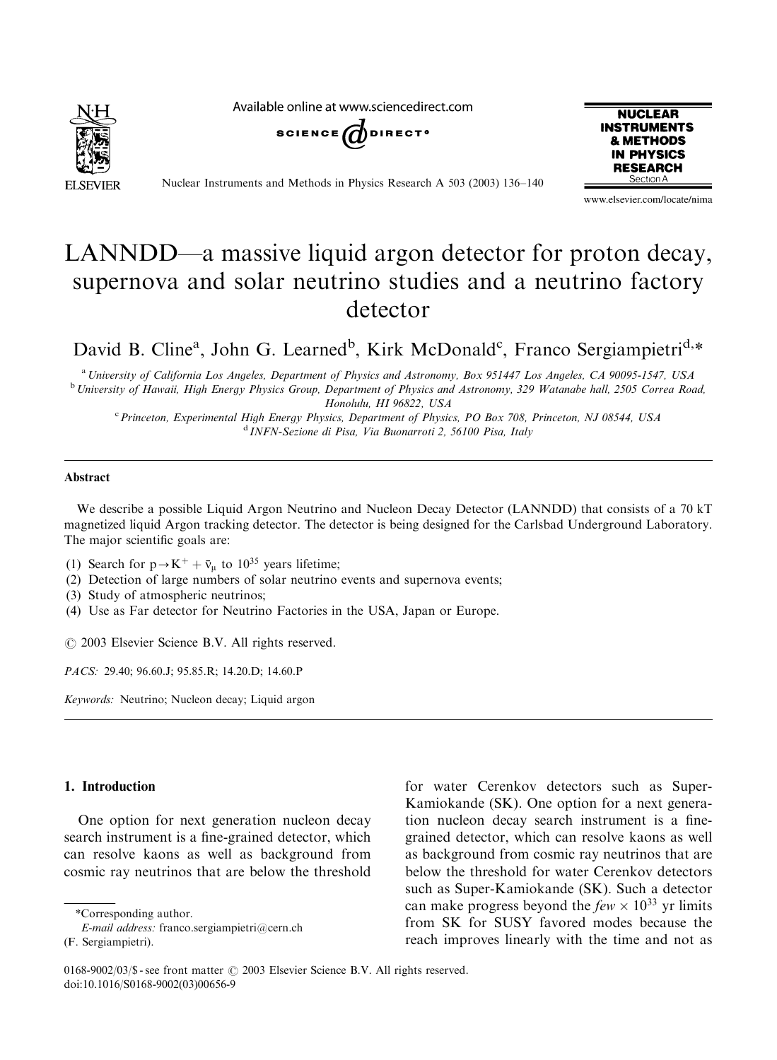# LANNDD—a massive liquid argon detector for proton decay, supernova and solar neutrino studies and a neutrino factory detector

David B. Cline[a], John G. Learned[b], Kirk McDonald[c], Franco Sergiampietri[d,*]

[a] University of California Los Angeles, Department of Physics and Astronomy, Box 951447 Los Angeles, CA 90095-1547, USA
[b] University of Hawaii, High Energy Physics Group, Department of Physics and Astronomy, 329 Watanabe hall, 2505 Correa Road, Honolulu, HI 96822, USA
[c] Princeton, Experimental High Energy Physics, Department of Physics, PO Box 708, Princeton, NJ 08544, USA
[d] INFN-Sezione di Pisa, Via Buonarroti 2, 56100 Pisa, Italy

## Abstract

We describe a possible Liquid Argon Neutrino and Nucleon Decay Detector (LANNDD) that consists of a 70 kT magnetized liquid Argon tracking detector. The detector is being designed for the Carlsbad Underground Laboratory. The major scientific goals are:

(1) Search for $p \rightarrow K^+ + \bar{\nu}_\mu$ to $10^{35}$ years lifetime;
(2) Detection of large numbers of solar neutrino events and supernova events;
(3) Study of atmospheric neutrinos;
(4) Use as Far detector for Neutrino Factories in the USA, Japan or Europe.

© 2003 Elsevier Science B.V. All rights reserved.

*PACS:* 29.40; 96.60.J; 95.85.R; 14.20.D; 14.60.P

*Keywords:* Neutrino; Nucleon decay; Liquid argon

## 1. Introduction

One option for next generation nucleon decay search instrument is a fine-grained detector, which can resolve kaons as well as background from cosmic ray neutrinos that are below the threshold for water Cerenkov detectors such as Super-Kamiokande (SK). One option for a next generation nucleon decay search instrument is a fine-grained detector, which can resolve kaons as well as background from cosmic ray neutrinos that are below the threshold for water Cerenkov detectors such as Super-Kamiokande (SK). Such a detector can make progress beyond the *few* $\times 10^{33}$ yr limits from SK for SUSY favored modes because the reach improves linearly with the time and not as

*Corresponding author.
*E-mail address:* franco.sergiampietri@cern.ch (F. Sergiampietri).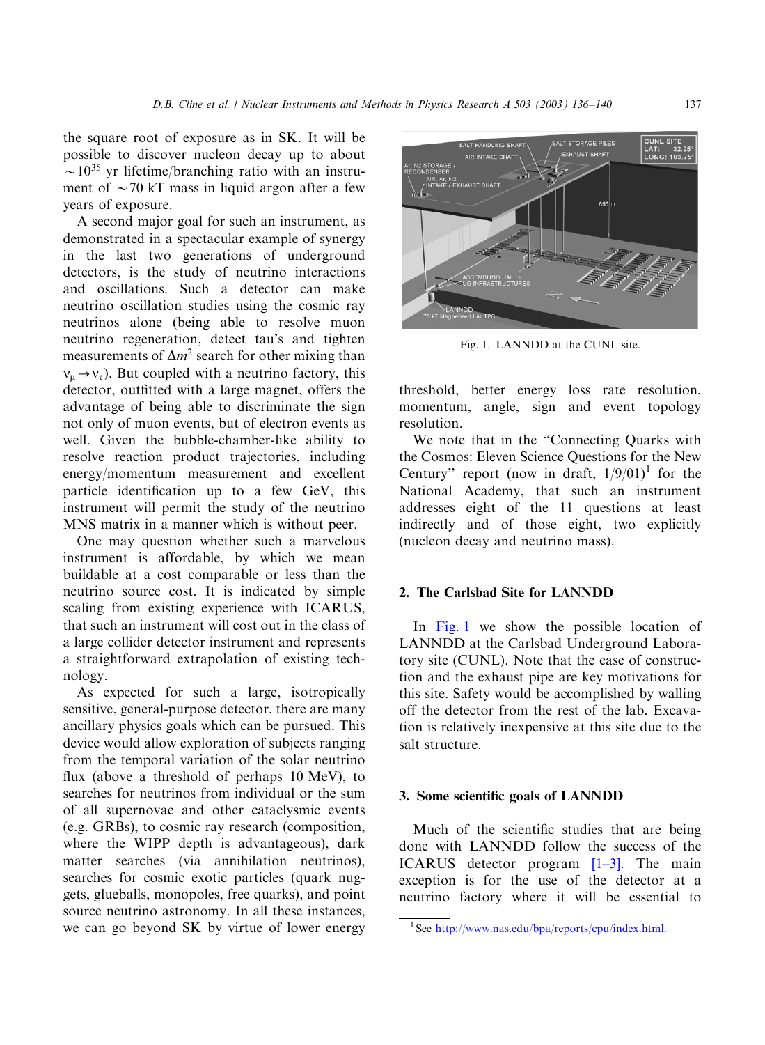the square root of exposure as in SK. It will be possible to discover nucleon decay up to about $\sim 10^{35}$ yr lifetime/branching ratio with an instrument of $\sim 70$ kT mass in liquid argon after a few years of exposure.

A second major goal for such an instrument, as demonstrated in a spectacular example of synergy in the last two generations of underground detectors, is the study of neutrino interactions and oscillations. Such a detector can make neutrino oscillation studies using the cosmic ray neutrinos alone (being able to resolve muon neutrino regeneration, detect tau's and tighten measurements of $\Delta m^2$ search for other mixing than $\nu_\mu \rightarrow \nu_\tau$). But coupled with a neutrino factory, this detector, outfitted with a large magnet, offers the advantage of being able to discriminate the sign not only of muon events, but of electron events as well. Given the bubble-chamber-like ability to resolve reaction product trajectories, including energy/momentum measurement and excellent particle identification up to a few GeV, this instrument will permit the study of the neutrino MNS matrix in a manner which is without peer.

One may question whether such a marvelous instrument is affordable, by which we mean buildable at a cost comparable or less than the neutrino source cost. It is indicated by simple scaling from existing experience with ICARUS, that such an instrument will cost out in the class of a large collider detector instrument and represents a straightforward extrapolation of existing technology.

As expected for such a large, isotropically sensitive, general-purpose detector, there are many ancillary physics goals which can be pursued. This device would allow exploration of subjects ranging from the temporal variation of the solar neutrino flux (above a threshold of perhaps 10 MeV), to searches for neutrinos from individual or the sum of all supernovae and other cataclysmic events (e.g. GRBs), to cosmic ray research (composition, where the WIPP depth is advantageous), dark matter searches (via annihilation neutrinos), searches for cosmic exotic particles (quark nuggets, glueballs, monopoles, free quarks), and point source neutrino astronomy. In all these instances, we can go beyond SK by virtue of lower energy threshold, better energy loss rate resolution, momentum, angle, sign and event topology resolution.

SALT HANDLING SHAFT
SALT STORAGE PILES
AIR INTAKE SHAFT
EXHAUST SHAFT
Ar, N2 STORAGE / RECONDENSER
AIR, Ar, N2 INTAKE / EXHAUST SHAFT
CUNL SITE
LAT: 32.25°
LONG: 103.75°
655 m
ASSEMBLING HALL + UG INFRASTRUCTURES
LANNDD
70 kT Magnetized LAr TPC

Fig. 1. LANNDD at the CUNL site.

We note that in the "Connecting Quarks with the Cosmos: Eleven Science Questions for the New Century" report (now in draft, 1/9/01)[1] for the National Academy, that such an instrument addresses eight of the 11 questions at least indirectly and of those eight, two explicitly (nucleon decay and neutrino mass).

## 2. The Carlsbad Site for LANNDD

In Fig. 1 we show the possible location of LANNDD at the Carlsbad Underground Laboratory site (CUNL). Note that the ease of construction and the exhaust pipe are key motivations for this site. Safety would be accomplished by walling off the detector from the rest of the lab. Excavation is relatively inexpensive at this site due to the salt structure.

## 3. Some scientific goals of LANNDD

Much of the scientific studies that are being done with LANNDD follow the success of the ICARUS detector program [1–3]. The main exception is for the use of the detector at a neutrino factory where it will be essential to

[1] See http://www.nas.edu/bpa/reports/cpu/index.html.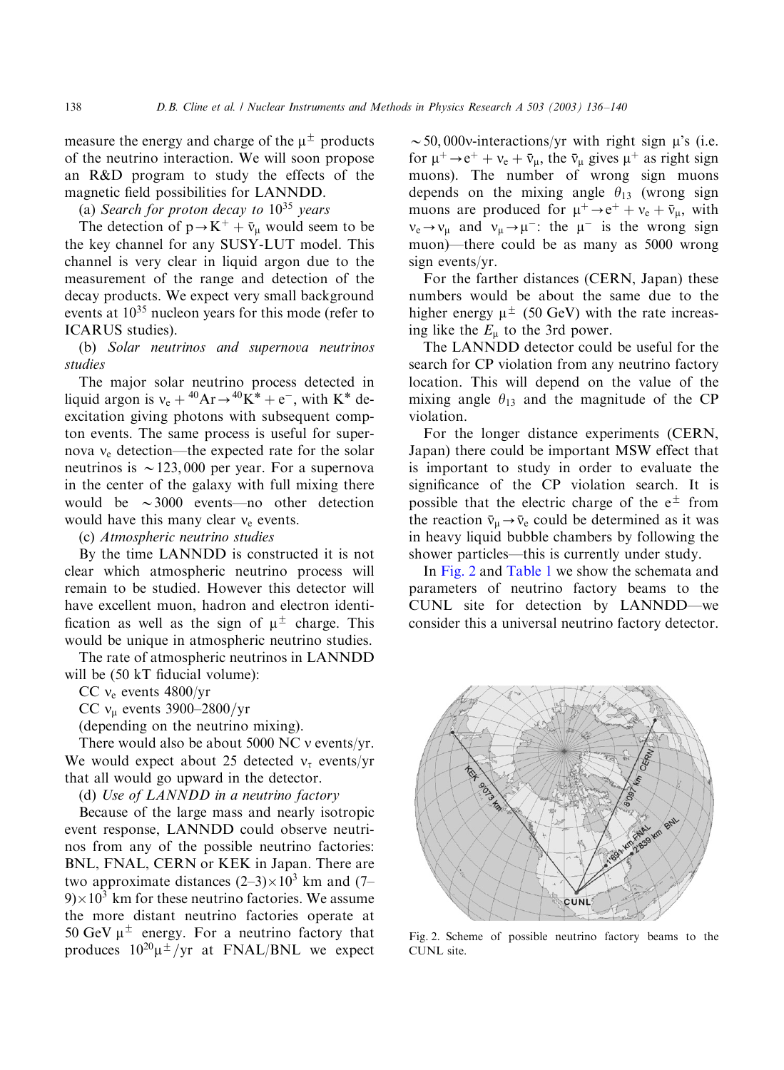measure the energy and charge of the $\mu^{\pm}$ products of the neutrino interaction. We will soon propose an R&D program to study the effects of the magnetic field possibilities for LANNDD.

(a) *Search for proton decay to $10^{35}$ years*

The detection of $p \rightarrow K^{+} + \bar{\nu}_{\mu}$ would seem to be the key channel for any SUSY-LUT model. This channel is very clear in liquid argon due to the measurement of the range and detection of the decay products. We expect very small background events at $10^{35}$ nucleon years for this mode (refer to ICARUS studies).

(b) *Solar neutrinos and supernova neutrinos studies*

The major solar neutrino process detected in liquid argon is $\nu_e + {}^{40}\text{Ar} \rightarrow {}^{40}\text{K}^{*} + e^{-}$, with $K^{*}$ de-excitation giving photons with subsequent compton events. The same process is useful for supernova $\nu_e$ detection—the expected rate for the solar neutrinos is $\sim 123,000$ per year. For a supernova in the center of the galaxy with full mixing there would be $\sim 3000$ events—no other detection would have this many clear $\nu_e$ events.

(c) *Atmospheric neutrino studies*

By the time LANNDD is constructed it is not clear which atmospheric neutrino process will remain to be studied. However this detector will have excellent muon, hadron and electron identification as well as the sign of $\mu^{\pm}$ charge. This would be unique in atmospheric neutrino studies.

The rate of atmospheric neutrinos in LANNDD will be (50 kT fiducial volume):

CC $\nu_e$ events 4800/yr

CC $\nu_{\mu}$ events 3900–2800/yr

(depending on the neutrino mixing).

There would also be about 5000 NC $\nu$ events/yr. We would expect about 25 detected $\nu_{\tau}$ events/yr that all would go upward in the detector.

(d) *Use of LANNDD in a neutrino factory*

Because of the large mass and nearly isotropic event response, LANNDD could observe neutrinos from any of the possible neutrino factories: BNL, FNAL, CERN or KEK in Japan. There are two approximate distances $(2\text{–}3)\times 10^{3}$ km and $(7\text{–}9)\times 10^{3}$ km for these neutrino factories. We assume the more distant neutrino factories operate at 50 GeV $\mu^{\pm}$ energy. For a neutrino factory that produces $10^{20}\mu^{\pm}$/yr at FNAL/BNL we expect $\sim 50,000\nu$-interactions/yr with right sign $\mu$'s (i.e. for $\mu^{+} \rightarrow e^{+} + \nu_e + \bar{\nu}_{\mu}$, the $\bar{\nu}_{\mu}$ gives $\mu^{+}$ as right sign muons). The number of wrong sign muons depends on the mixing angle $\theta_{13}$ (wrong sign muons are produced for $\mu^{+} \rightarrow e^{+} + \nu_e + \bar{\nu}_{\mu}$, with $\nu_e \rightarrow \nu_{\mu}$ and $\nu_{\mu} \rightarrow \mu^{-}$: the $\mu^{-}$ is the wrong sign muon)—there could be as many as 5000 wrong sign events/yr.

For the farther distances (CERN, Japan) these numbers would be about the same due to the higher energy $\mu^{\pm}$ (50 GeV) with the rate increasing like the $E_{\mu}$ to the 3rd power.

The LANNDD detector could be useful for the search for CP violation from any neutrino factory location. This will depend on the value of the mixing angle $\theta_{13}$ and the magnitude of the CP violation.

For the longer distance experiments (CERN, Japan) there could be important MSW effect that is important to study in order to evaluate the significance of the CP violation search. It is possible that the electric charge of the $e^{\pm}$ from the reaction $\bar{\nu}_{\mu} \rightarrow \bar{\nu}_e$ could be determined as it was in heavy liquid bubble chambers by following the shower particles—this is currently under study.

In Fig. 2 and Table 1 we show the schemata and parameters of neutrino factory beams to the CUNL site for detection by LANNDD—we consider this a universal neutrino factory detector.

Fig. 2. Scheme of possible neutrino factory beams to the CUNL site.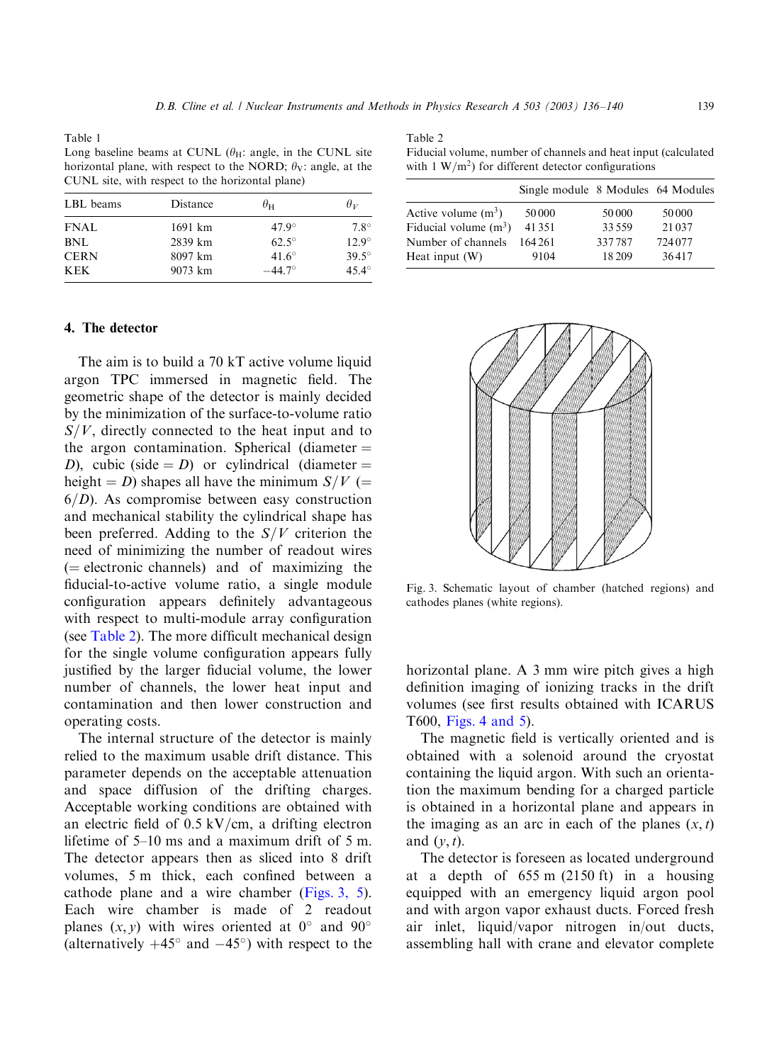Table 1
Long baseline beams at CUNL ($\theta_H$: angle, in the CUNL site horizontal plane, with respect to the NORD; $\theta_V$: angle, at the CUNL site, with respect to the horizontal plane)

| LBL beams | Distance | $\theta_H$ | $\theta_V$ |
|---|---|---|---|
| FNAL | 1691 km | 47.9° | 7.8° |
| BNL | 2839 km | 62.5° | 12.9° |
| CERN | 8097 km | 41.6° | 39.5° |
| KEK | 9073 km | −44.7° | 45.4° |

## 4. The detector

The aim is to build a 70 kT active volume liquid argon TPC immersed in magnetic field. The geometric shape of the detector is mainly decided by the minimization of the surface-to-volume ratio $S/V$, directly connected to the heat input and to the argon contamination. Spherical (diameter = $D$), cubic (side = $D$) or cylindrical (diameter = height = $D$) shapes all have the minimum $S/V$ (= $6/D$). As compromise between easy construction and mechanical stability the cylindrical shape has been preferred. Adding to the $S/V$ criterion the need of minimizing the number of readout wires (= electronic channels) and of maximizing the fiducial-to-active volume ratio, a single module configuration appears definitely advantageous with respect to multi-module array configuration (see Table 2). The more difficult mechanical design for the single volume configuration appears fully justified by the larger fiducial volume, the lower number of channels, the lower heat input and contamination and then lower construction and operating costs.

The internal structure of the detector is mainly relied to the maximum usable drift distance. This parameter depends on the acceptable attenuation and space diffusion of the drifting charges. Acceptable working conditions are obtained with an electric field of 0.5 kV/cm, a drifting electron lifetime of 5–10 ms and a maximum drift of 5 m. The detector appears then as sliced into 8 drift volumes, 5 m thick, each confined between a cathode plane and a wire chamber (Figs. 3, 5). Each wire chamber is made of 2 readout planes $(x, y)$ with wires oriented at 0° and 90° (alternatively +45° and −45°) with respect to the horizontal plane. A 3 mm wire pitch gives a high definition imaging of ionizing tracks in the drift volumes (see first results obtained with ICARUS T600, Figs. 4 and 5).

Table 2
Fiducial volume, number of channels and heat input (calculated with 1 W/m$^2$) for different detector configurations

| | Single module | 8 Modules | 64 Modules |
|---|---|---|---|
| Active volume (m$^3$) | 50 000 | 50 000 | 50 000 |
| Fiducial volume (m$^3$) | 41 351 | 33 559 | 21 037 |
| Number of channels | 164 261 | 337 787 | 724 077 |
| Heat input (W) | 9104 | 18 209 | 36 417 |

Fig. 3. Schematic layout of chamber (hatched regions) and cathodes planes (white regions).

The magnetic field is vertically oriented and is obtained with a solenoid around the cryostat containing the liquid argon. With such an orientation the maximum bending for a charged particle is obtained in a horizontal plane and appears in the imaging as an arc in each of the planes $(x, t)$ and $(y, t)$.

The detector is foreseen as located underground at a depth of 655 m (2150 ft) in a housing equipped with an emergency liquid argon pool and with argon vapor exhaust ducts. Forced fresh air inlet, liquid/vapor nitrogen in/out ducts, assembling hall with crane and elevator complete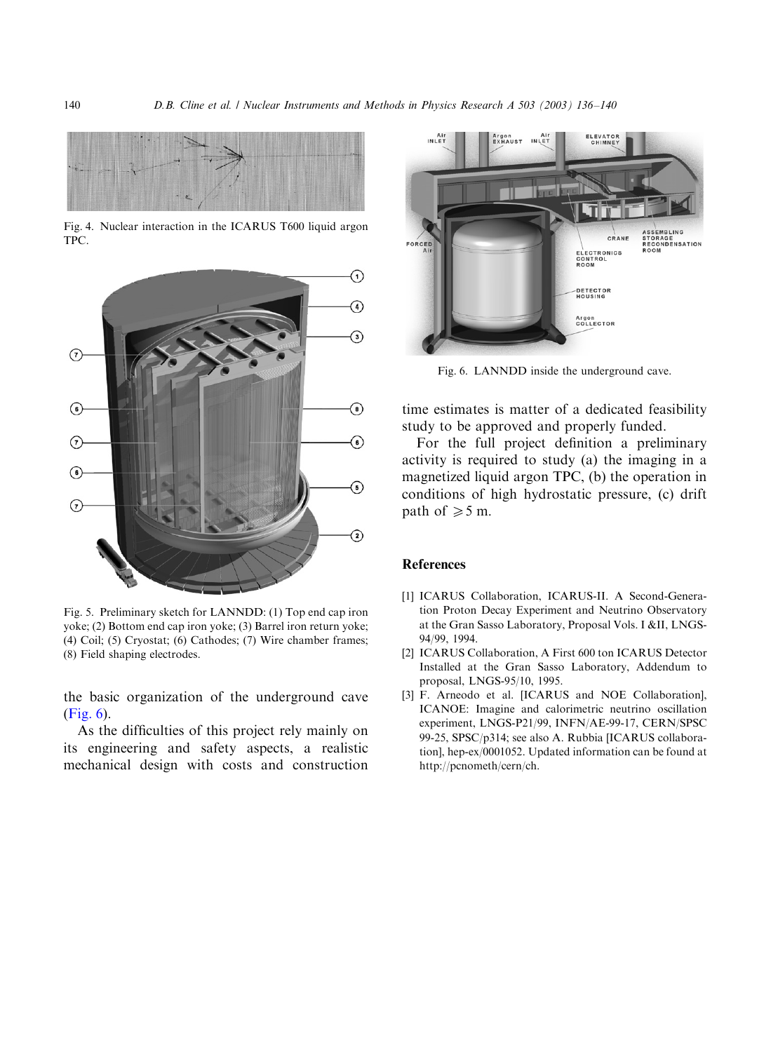Fig. 4. Nuclear interaction in the ICARUS T600 liquid argon TPC.

Fig. 5. Preliminary sketch for LANNDD: (1) Top end cap iron yoke; (2) Bottom end cap iron yoke; (3) Barrel iron return yoke; (4) Coil; (5) Cryostat; (6) Cathodes; (7) Wire chamber frames; (8) Field shaping electrodes.

the basic organization of the underground cave (Fig. 6).

As the difficulties of this project rely mainly on its engineering and safety aspects, a realistic mechanical design with costs and construction time estimates is matter of a dedicated feasibility study to be approved and properly funded.

Fig. 6. LANNDD inside the underground cave.

For the full project definition a preliminary activity is required to study (a) the imaging in a magnetized liquid argon TPC, (b) the operation in conditions of high hydrostatic pressure, (c) drift path of $\geqslant 5$ m.

## References

[1] ICARUS Collaboration, ICARUS-II. A Second-Generation Proton Decay Experiment and Neutrino Observatory at the Gran Sasso Laboratory, Proposal Vols. I &II, LNGS-94/99, 1994.

[2] ICARUS Collaboration, A First 600 ton ICARUS Detector Installed at the Gran Sasso Laboratory, Addendum to proposal, LNGS-95/10, 1995.

[3] F. Arneodo et al. [ICARUS and NOE Collaboration], ICANOE: Imagine and calorimetric neutrino oscillation experiment, LNGS-P21/99, INFN/AE-99-17, CERN/SPSC 99-25, SPSC/p314; see also A. Rubbia [ICARUS collaboration], hep-ex/0001052. Updated information can be found at http://pcnometh/cern/ch.